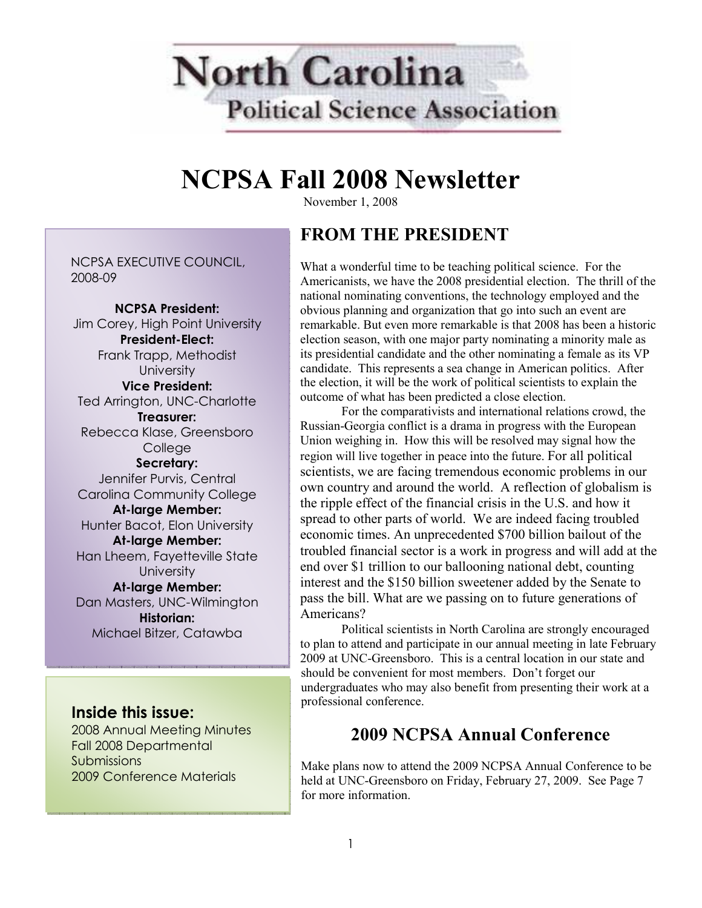# North Carolina Political Science Association

# NCPSA Fall 2008 Newsletter

November 1, 2008

NCPSA EXECUTIVE COUNCIL, 2008-09

**NCPSA President:**
Jim Corey, High Point University

**President-Elect:**
Frank Trapp, Methodist University

**Vice President:**
Ted Arrington, UNC-Charlotte

**Treasurer:**
Rebecca Klase, Greensboro College

**Secretary:**
Jennifer Purvis, Central Carolina Community College

**At-large Member:**
Hunter Bacot, Elon University

**At-large Member:**
Han Lheem, Fayetteville State University

**At-large Member:**
Dan Masters, UNC-Wilmington

**Historian:**
Michael Bitzer, Catawba

### Inside this issue:

2008 Annual Meeting Minutes
Fall 2008 Departmental Submissions
2009 Conference Materials

## FROM THE PRESIDENT

What a wonderful time to be teaching political science. For the Americanists, we have the 2008 presidential election. The thrill of the national nominating conventions, the technology employed and the obvious planning and organization that go into such an event are remarkable. But even more remarkable is that 2008 has been a historic election season, with one major party nominating a minority male as its presidential candidate and the other nominating a female as its VP candidate. This represents a sea change in American politics. After the election, it will be the work of political scientists to explain the outcome of what has been predicted a close election.

For the comparativists and international relations crowd, the Russian-Georgia conflict is a drama in progress with the European Union weighing in. How this will be resolved may signal how the region will live together in peace into the future. For all political scientists, we are facing tremendous economic problems in our own country and around the world. A reflection of globalism is the ripple effect of the financial crisis in the U.S. and how it spread to other parts of world. We are indeed facing troubled economic times. An unprecedented $700 billion bailout of the troubled financial sector is a work in progress and will add at the end over $1 trillion to our ballooning national debt, counting interest and the $150 billion sweetener added by the Senate to pass the bill. What are we passing on to future generations of Americans?

Political scientists in North Carolina are strongly encouraged to plan to attend and participate in our annual meeting in late February 2009 at UNC-Greensboro. This is a central location in our state and should be convenient for most members. Don't forget our undergraduates who may also benefit from presenting their work at a professional conference.

## 2009 NCPSA Annual Conference

Make plans now to attend the 2009 NCPSA Annual Conference to be held at UNC-Greensboro on Friday, February 27, 2009. See Page 7 for more information.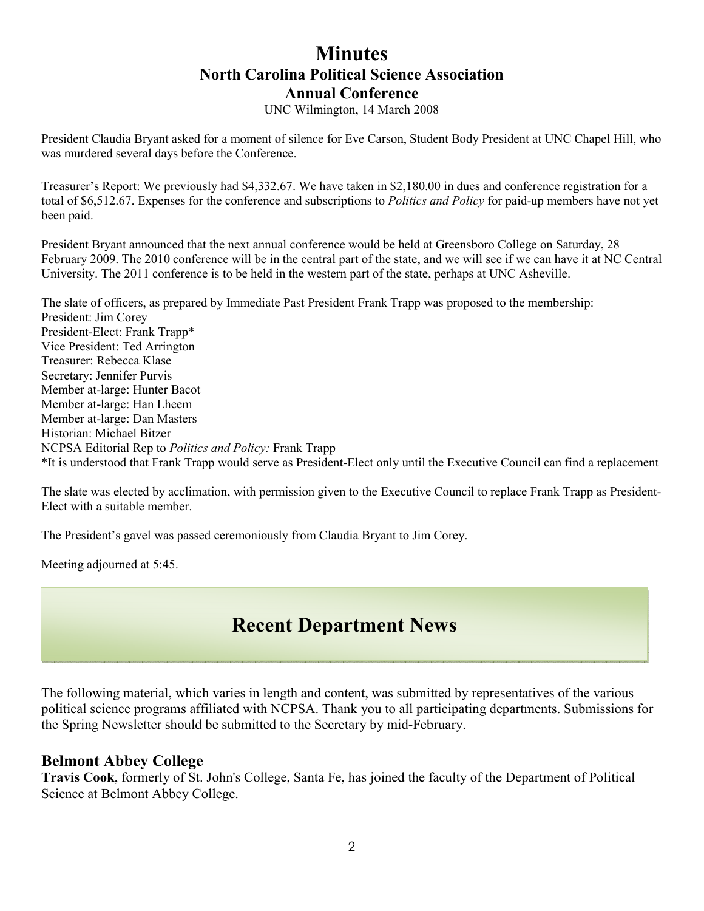# Minutes

## North Carolina Political Science Association

## Annual Conference

UNC Wilmington, 14 March 2008

President Claudia Bryant asked for a moment of silence for Eve Carson, Student Body President at UNC Chapel Hill, who was murdered several days before the Conference.

Treasurer's Report: We previously had $4,332.67. We have taken in $2,180.00 in dues and conference registration for a total of $6,512.67. Expenses for the conference and subscriptions to *Politics and Policy* for paid-up members have not yet been paid.

President Bryant announced that the next annual conference would be held at Greensboro College on Saturday, 28 February 2009. The 2010 conference will be in the central part of the state, and we will see if we can have it at NC Central University. The 2011 conference is to be held in the western part of the state, perhaps at UNC Asheville.

The slate of officers, as prepared by Immediate Past President Frank Trapp was proposed to the membership:
President: Jim Corey
President-Elect: Frank Trapp*
Vice President: Ted Arrington
Treasurer: Rebecca Klase
Secretary: Jennifer Purvis
Member at-large: Hunter Bacot
Member at-large: Han Lheem
Member at-large: Dan Masters
Historian: Michael Bitzer
NCPSA Editorial Rep to *Politics and Policy:* Frank Trapp
*It is understood that Frank Trapp would serve as President-Elect only until the Executive Council can find a replacement

The slate was elected by acclimation, with permission given to the Executive Council to replace Frank Trapp as President-Elect with a suitable member.

The President's gavel was passed ceremoniously from Claudia Bryant to Jim Corey.

Meeting adjourned at 5:45.

# Recent Department News

The following material, which varies in length and content, was submitted by representatives of the various political science programs affiliated with NCPSA. Thank you to all participating departments. Submissions for the Spring Newsletter should be submitted to the Secretary by mid-February.

## Belmont Abbey College

**Travis Cook**, formerly of St. John's College, Santa Fe, has joined the faculty of the Department of Political Science at Belmont Abbey College.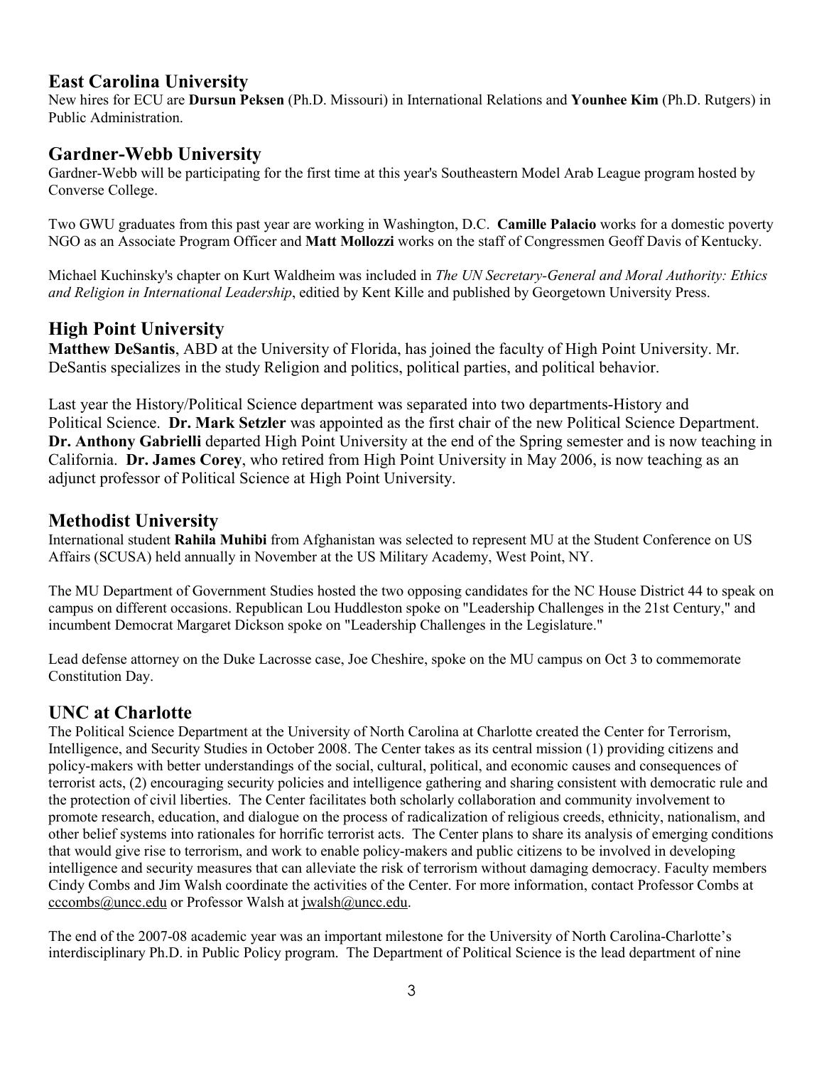## East Carolina University

New hires for ECU are **Dursun Peksen** (Ph.D. Missouri) in International Relations and **Younhee Kim** (Ph.D. Rutgers) in Public Administration.

## Gardner-Webb University

Gardner-Webb will be participating for the first time at this year's Southeastern Model Arab League program hosted by Converse College.

Two GWU graduates from this past year are working in Washington, D.C. **Camille Palacio** works for a domestic poverty NGO as an Associate Program Officer and **Matt Mollozzi** works on the staff of Congressmen Geoff Davis of Kentucky.

Michael Kuchinsky's chapter on Kurt Waldheim was included in *The UN Secretary-General and Moral Authority: Ethics and Religion in International Leadership*, editied by Kent Kille and published by Georgetown University Press.

## High Point University

**Matthew DeSantis**, ABD at the University of Florida, has joined the faculty of High Point University. Mr. DeSantis specializes in the study Religion and politics, political parties, and political behavior.

Last year the History/Political Science department was separated into two departments-History and Political Science. **Dr. Mark Setzler** was appointed as the first chair of the new Political Science Department. **Dr. Anthony Gabrielli** departed High Point University at the end of the Spring semester and is now teaching in California. **Dr. James Corey**, who retired from High Point University in May 2006, is now teaching as an adjunct professor of Political Science at High Point University.

## Methodist University

International student **Rahila Muhibi** from Afghanistan was selected to represent MU at the Student Conference on US Affairs (SCUSA) held annually in November at the US Military Academy, West Point, NY.

The MU Department of Government Studies hosted the two opposing candidates for the NC House District 44 to speak on campus on different occasions. Republican Lou Huddleston spoke on "Leadership Challenges in the 21st Century," and incumbent Democrat Margaret Dickson spoke on "Leadership Challenges in the Legislature."

Lead defense attorney on the Duke Lacrosse case, Joe Cheshire, spoke on the MU campus on Oct 3 to commemorate Constitution Day.

## UNC at Charlotte

The Political Science Department at the University of North Carolina at Charlotte created the Center for Terrorism, Intelligence, and Security Studies in October 2008. The Center takes as its central mission (1) providing citizens and policy-makers with better understandings of the social, cultural, political, and economic causes and consequences of terrorist acts, (2) encouraging security policies and intelligence gathering and sharing consistent with democratic rule and the protection of civil liberties. The Center facilitates both scholarly collaboration and community involvement to promote research, education, and dialogue on the process of radicalization of religious creeds, ethnicity, nationalism, and other belief systems into rationales for horrific terrorist acts. The Center plans to share its analysis of emerging conditions that would give rise to terrorism, and work to enable policy-makers and public citizens to be involved in developing intelligence and security measures that can alleviate the risk of terrorism without damaging democracy. Faculty members Cindy Combs and Jim Walsh coordinate the activities of the Center. For more information, contact Professor Combs at cccombs@uncc.edu or Professor Walsh at jwalsh@uncc.edu.

The end of the 2007-08 academic year was an important milestone for the University of North Carolina-Charlotte's interdisciplinary Ph.D. in Public Policy program. The Department of Political Science is the lead department of nine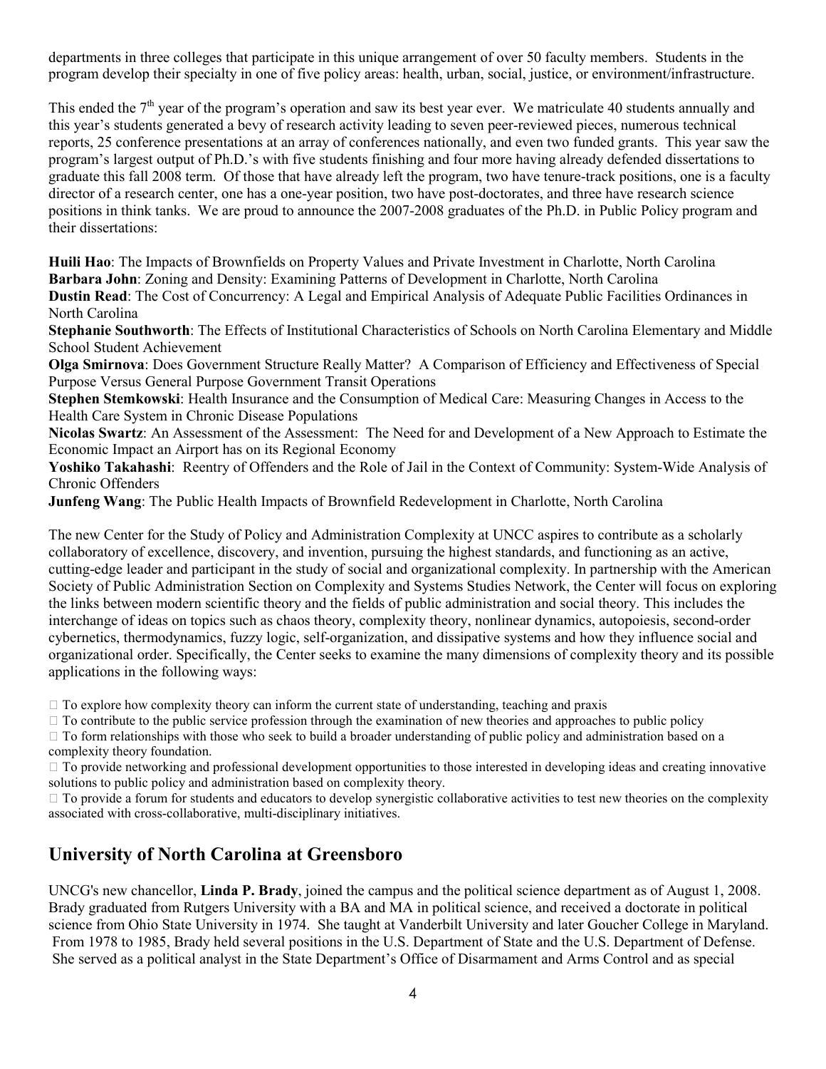departments in three colleges that participate in this unique arrangement of over 50 faculty members. Students in the program develop their specialty in one of five policy areas: health, urban, social, justice, or environment/infrastructure.

This ended the 7th year of the program's operation and saw its best year ever. We matriculate 40 students annually and this year's students generated a bevy of research activity leading to seven peer-reviewed pieces, numerous technical reports, 25 conference presentations at an array of conferences nationally, and even two funded grants. This year saw the program's largest output of Ph.D.'s with five students finishing and four more having already defended dissertations to graduate this fall 2008 term. Of those that have already left the program, two have tenure-track positions, one is a faculty director of a research center, one has a one-year position, two have post-doctorates, and three have research science positions in think tanks. We are proud to announce the 2007-2008 graduates of the Ph.D. in Public Policy program and their dissertations:

**Huili Hao**: The Impacts of Brownfields on Property Values and Private Investment in Charlotte, North Carolina
**Barbara John**: Zoning and Density: Examining Patterns of Development in Charlotte, North Carolina
**Dustin Read**: The Cost of Concurrency: A Legal and Empirical Analysis of Adequate Public Facilities Ordinances in North Carolina
**Stephanie Southworth**: The Effects of Institutional Characteristics of Schools on North Carolina Elementary and Middle School Student Achievement
**Olga Smirnova**: Does Government Structure Really Matter? A Comparison of Efficiency and Effectiveness of Special Purpose Versus General Purpose Government Transit Operations
**Stephen Stemkowski**: Health Insurance and the Consumption of Medical Care: Measuring Changes in Access to the Health Care System in Chronic Disease Populations
**Nicolas Swartz**: An Assessment of the Assessment: The Need for and Development of a New Approach to Estimate the Economic Impact an Airport has on its Regional Economy
**Yoshiko Takahashi**: Reentry of Offenders and the Role of Jail in the Context of Community: System-Wide Analysis of Chronic Offenders
**Junfeng Wang**: The Public Health Impacts of Brownfield Redevelopment in Charlotte, North Carolina

The new Center for the Study of Policy and Administration Complexity at UNCC aspires to contribute as a scholarly collaboratory of excellence, discovery, and invention, pursuing the highest standards, and functioning as an active, cutting-edge leader and participant in the study of social and organizational complexity. In partnership with the American Society of Public Administration Section on Complexity and Systems Studies Network, the Center will focus on exploring the links between modern scientific theory and the fields of public administration and social theory. This includes the interchange of ideas on topics such as chaos theory, complexity theory, nonlinear dynamics, autopoiesis, second-order cybernetics, thermodynamics, fuzzy logic, self-organization, and dissipative systems and how they influence social and organizational order. Specifically, the Center seeks to examine the many dimensions of complexity theory and its possible applications in the following ways:

- To explore how complexity theory can inform the current state of understanding, teaching and praxis
- To contribute to the public service profession through the examination of new theories and approaches to public policy
- To form relationships with those who seek to build a broader understanding of public policy and administration based on a complexity theory foundation.
- To provide networking and professional development opportunities to those interested in developing ideas and creating innovative solutions to public policy and administration based on complexity theory.
- To provide a forum for students and educators to develop synergistic collaborative activities to test new theories on the complexity associated with cross-collaborative, multi-disciplinary initiatives.

## University of North Carolina at Greensboro

UNCG's new chancellor, **Linda P. Brady**, joined the campus and the political science department as of August 1, 2008. Brady graduated from Rutgers University with a BA and MA in political science, and received a doctorate in political science from Ohio State University in 1974. She taught at Vanderbilt University and later Goucher College in Maryland. From 1978 to 1985, Brady held several positions in the U.S. Department of State and the U.S. Department of Defense. She served as a political analyst in the State Department's Office of Disarmament and Arms Control and as special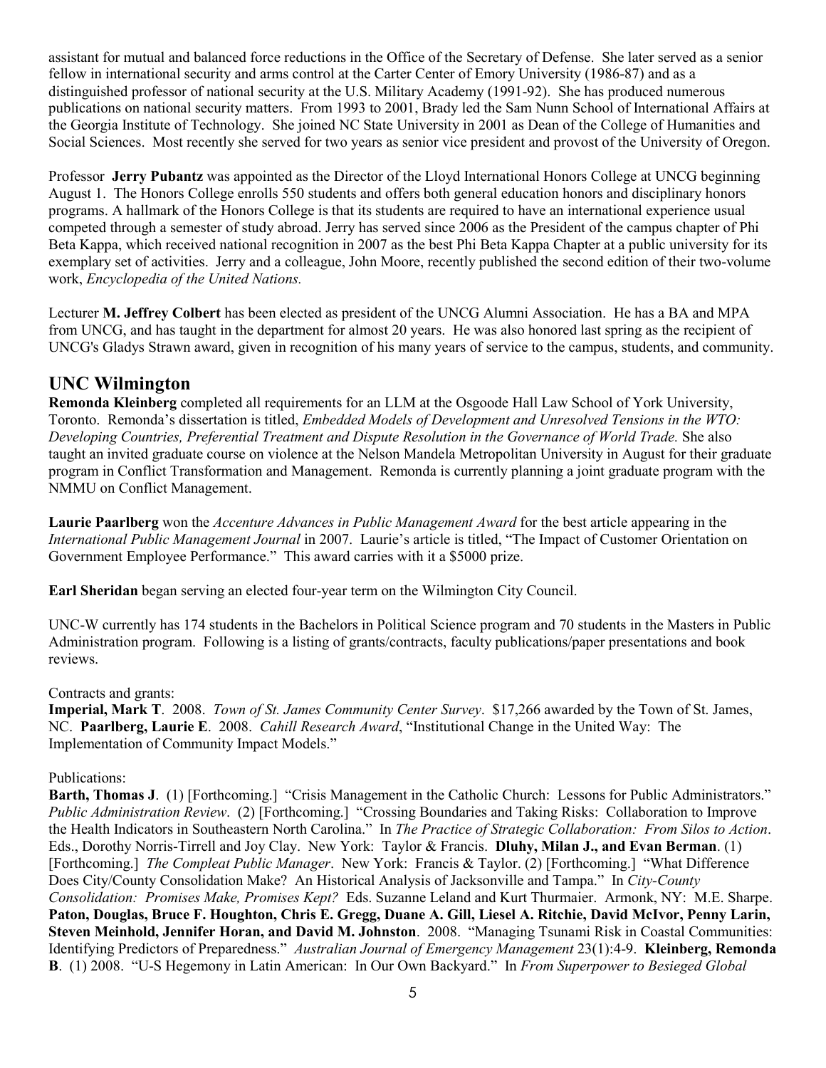assistant for mutual and balanced force reductions in the Office of the Secretary of Defense. She later served as a senior fellow in international security and arms control at the Carter Center of Emory University (1986-87) and as a distinguished professor of national security at the U.S. Military Academy (1991-92). She has produced numerous publications on national security matters. From 1993 to 2001, Brady led the Sam Nunn School of International Affairs at the Georgia Institute of Technology. She joined NC State University in 2001 as Dean of the College of Humanities and Social Sciences. Most recently she served for two years as senior vice president and provost of the University of Oregon.

Professor **Jerry Pubantz** was appointed as the Director of the Lloyd International Honors College at UNCG beginning August 1. The Honors College enrolls 550 students and offers both general education honors and disciplinary honors programs. A hallmark of the Honors College is that its students are required to have an international experience usual competed through a semester of study abroad. Jerry has served since 2006 as the President of the campus chapter of Phi Beta Kappa, which received national recognition in 2007 as the best Phi Beta Kappa Chapter at a public university for its exemplary set of activities. Jerry and a colleague, John Moore, recently published the second edition of their two-volume work, *Encyclopedia of the United Nations.*

Lecturer **M. Jeffrey Colbert** has been elected as president of the UNCG Alumni Association. He has a BA and MPA from UNCG, and has taught in the department for almost 20 years. He was also honored last spring as the recipient of UNCG's Gladys Strawn award, given in recognition of his many years of service to the campus, students, and community.

## UNC Wilmington

**Remonda Kleinberg** completed all requirements for an LLM at the Osgoode Hall Law School of York University, Toronto. Remonda's dissertation is titled, *Embedded Models of Development and Unresolved Tensions in the WTO: Developing Countries, Preferential Treatment and Dispute Resolution in the Governance of World Trade.* She also taught an invited graduate course on violence at the Nelson Mandela Metropolitan University in August for their graduate program in Conflict Transformation and Management. Remonda is currently planning a joint graduate program with the NMMU on Conflict Management.

**Laurie Paarlberg** won the *Accenture Advances in Public Management Award* for the best article appearing in the *International Public Management Journal* in 2007. Laurie's article is titled, "The Impact of Customer Orientation on Government Employee Performance." This award carries with it a $5000 prize.

**Earl Sheridan** began serving an elected four-year term on the Wilmington City Council.

UNC-W currently has 174 students in the Bachelors in Political Science program and 70 students in the Masters in Public Administration program. Following is a listing of grants/contracts, faculty publications/paper presentations and book reviews.

Contracts and grants:
**Imperial, Mark T**. 2008. *Town of St. James Community Center Survey*. $17,266 awarded by the Town of St. James, NC. **Paarlberg, Laurie E**. 2008. *Cahill Research Award*, "Institutional Change in the United Way: The Implementation of Community Impact Models."

Publications:
**Barth, Thomas J**. (1) [Forthcoming.] "Crisis Management in the Catholic Church: Lessons for Public Administrators." *Public Administration Review*. (2) [Forthcoming.] "Crossing Boundaries and Taking Risks: Collaboration to Improve the Health Indicators in Southeastern North Carolina." In *The Practice of Strategic Collaboration: From Silos to Action*. Eds., Dorothy Norris-Tirrell and Joy Clay. New York: Taylor & Francis. **Dluhy, Milan J., and Evan Berman**. (1) [Forthcoming.] *The Compleat Public Manager*. New York: Francis & Taylor. (2) [Forthcoming.] "What Difference Does City/County Consolidation Make? An Historical Analysis of Jacksonville and Tampa." In *City-County Consolidation: Promises Make, Promises Kept?* Eds. Suzanne Leland and Kurt Thurmaier. Armonk, NY: M.E. Sharpe. **Paton, Douglas, Bruce F. Houghton, Chris E. Gregg, Duane A. Gill, Liesel A. Ritchie, David McIvor, Penny Larin, Steven Meinhold, Jennifer Horan, and David M. Johnston**. 2008. "Managing Tsunami Risk in Coastal Communities: Identifying Predictors of Preparedness." *Australian Journal of Emergency Management* 23(1):4-9. **Kleinberg, Remonda B**. (1) 2008. "U-S Hegemony in Latin American: In Our Own Backyard." In *From Superpower to Besieged Global*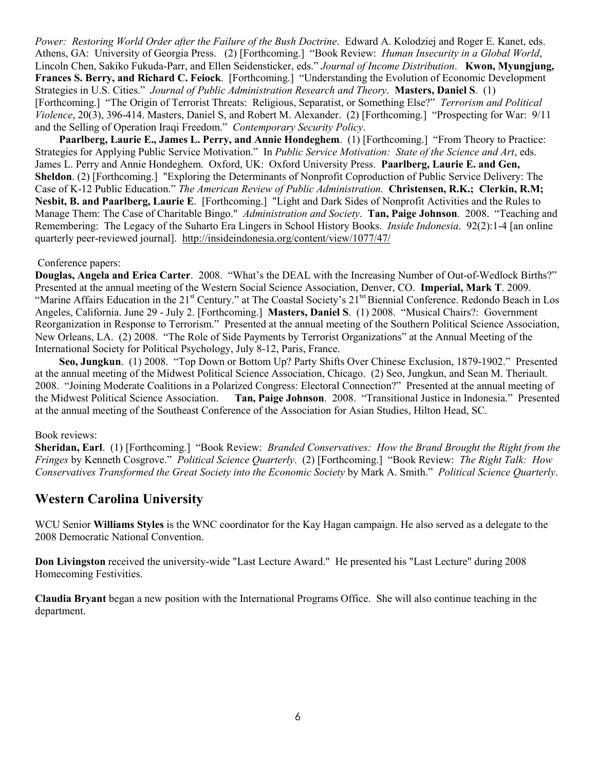*Power: Restoring World Order after the Failure of the Bush Doctrine*. Edward A. Kolodziej and Roger E. Kanet, eds. Athens, GA: University of Georgia Press. (2) [Forthcoming.] "Book Review: *Human Insecurity in a Global World*, Lincoln Chen, Sakiko Fukuda-Parr, and Ellen Seidensticker, eds." *Journal of Income Distribution*. **Kwon, Myungjung, Frances S. Berry, and Richard C. Feiock**. [Forthcoming.] "Understanding the Evolution of Economic Development Strategies in U.S. Cities." *Journal of Public Administration Research and Theory*. **Masters, Daniel S**. (1) [Forthcoming.] "The Origin of Terrorist Threats: Religious, Separatist, or Something Else?" *Terrorism and Political Violence*, 20(3), 396-414. Masters, Daniel S, and Robert M. Alexander. (2) [Forthcoming.] "Prospecting for War: 9/11 and the Selling of Operation Iraqi Freedom." *Contemporary Security Policy*.

**Paarlberg, Laurie E., James L. Perry, and Annie Hondeghem**. (1) [Forthcoming.] "From Theory to Practice: Strategies for Applying Public Service Motivation." In *Public Service Motivation: State of the Science and Art*, eds. James L. Perry and Annie Hondeghem. Oxford, UK: Oxford University Press. **Paarlberg, Laurie E. and Gen, Sheldon**. (2) [Forthcoming.] "Exploring the Determinants of Nonprofit Coproduction of Public Service Delivery: The Case of K-12 Public Education." *The American Review of Public Administration.* **Christensen, R.K.; Clerkin, R.M; Nesbit, B. and Paarlberg, Laurie E**. [Forthcoming.] "Light and Dark Sides of Nonprofit Activities and the Rules to Manage Them: The Case of Charitable Bingo." *Administration and Society*. **Tan, Paige Johnson**. 2008. "Teaching and Remembering: The Legacy of the Suharto Era Lingers in School History Books. *Inside Indonesia*. 92(2):1-4 [an online quarterly peer-reviewed journal]. http://insideindonesia.org/content/view/1077/47/

Conference papers:

**Douglas, Angela and Erica Carter**. 2008. "What's the DEAL with the Increasing Number of Out-of-Wedlock Births?" Presented at the annual meeting of the Western Social Science Association, Denver, CO. **Imperial, Mark T**. 2009. "Marine Affairs Education in the 21st Century." at The Coastal Society's 21tst Biennial Conference. Redondo Beach in Los Angeles, California. June 29 - July 2. [Forthcoming.] **Masters, Daniel S**. (1) 2008. "Musical Chairs?: Government Reorganization in Response to Terrorism." Presented at the annual meeting of the Southern Political Science Association, New Orleans, LA. (2) 2008. "The Role of Side Payments by Terrorist Organizations" at the Annual Meeting of the International Society for Political Psychology, July 8-12, Paris, France.

**Seo, Jungkun**. (1) 2008. "Top Down or Bottom Up? Party Shifts Over Chinese Exclusion, 1879-1902." Presented at the annual meeting of the Midwest Political Science Association, Chicago. (2) Seo, Jungkun, and Sean M. Theriault. 2008. "Joining Moderate Coalitions in a Polarized Congress: Electoral Connection?" Presented at the annual meeting of the Midwest Political Science Association. **Tan, Paige Johnson**. 2008. "Transitional Justice in Indonesia." Presented at the annual meeting of the Southeast Conference of the Association for Asian Studies, Hilton Head, SC.

Book reviews:

**Sheridan, Earl**. (1) [Forthcoming.] "Book Review: *Branded Conservatives: How the Brand Brought the Right from the Fringes* by Kenneth Cosgrove." *Political Science Quarterly*. (2) [Forthcoming.] "Book Review: *The Right Talk: How Conservatives Transformed the Great Society into the Economic Society* by Mark A. Smith." *Political Science Quarterly*.

## Western Carolina University

WCU Senior **Williams Styles** is the WNC coordinator for the Kay Hagan campaign. He also served as a delegate to the 2008 Democratic National Convention.

**Don Livingston** received the university-wide "Last Lecture Award." He presented his "Last Lecture" during 2008 Homecoming Festivities.

**Claudia Bryant** began a new position with the International Programs Office. She will also continue teaching in the department.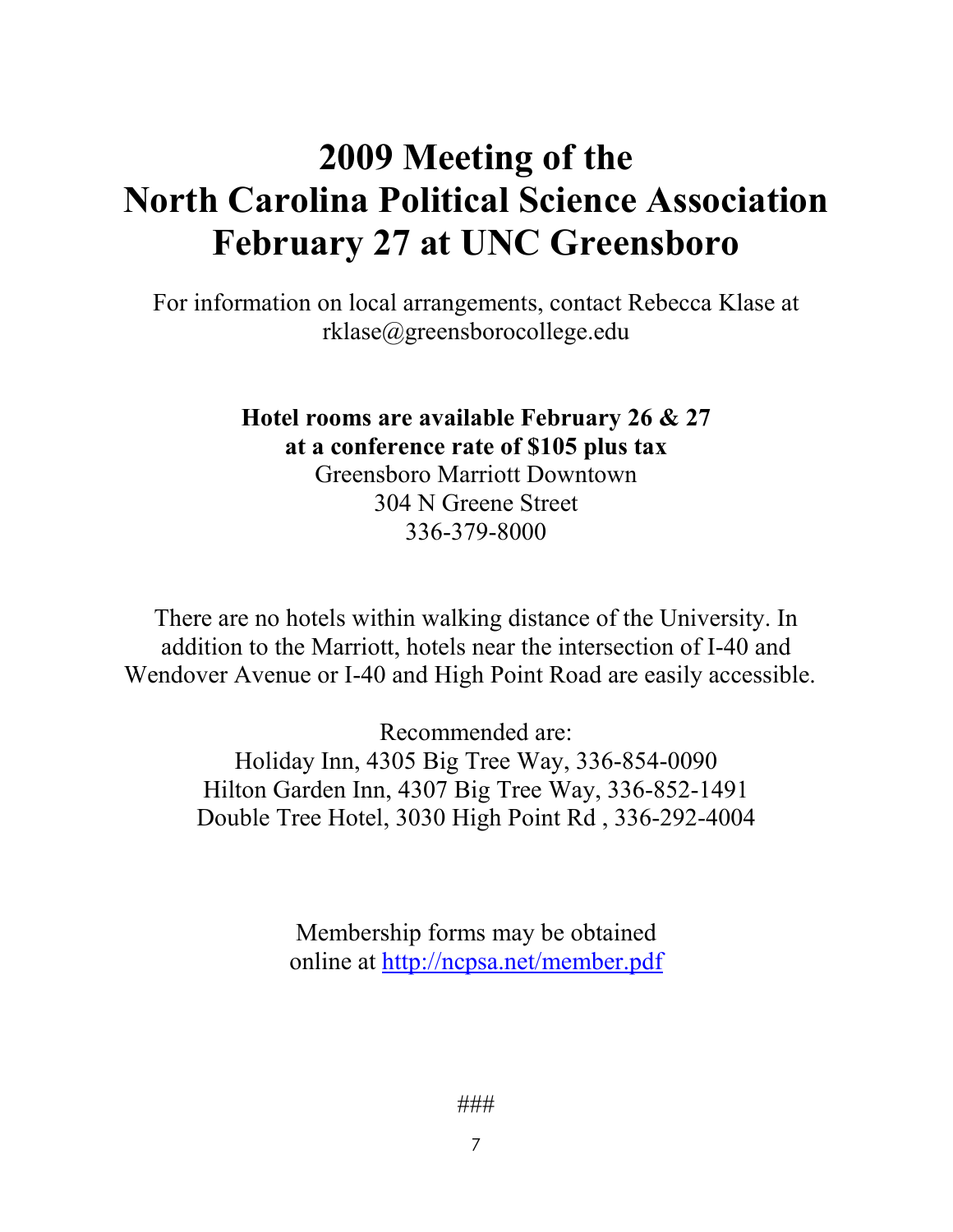# 2009 Meeting of the North Carolina Political Science Association February 27 at UNC Greensboro

For information on local arrangements, contact Rebecca Klase at rklase@greensborocollege.edu

**Hotel rooms are available February 26 & 27**
**at a conference rate of $105 plus tax**
Greensboro Marriott Downtown
304 N Greene Street
336-379-8000

There are no hotels within walking distance of the University. In addition to the Marriott, hotels near the intersection of I-40 and Wendover Avenue or I-40 and High Point Road are easily accessible.

Recommended are:
Holiday Inn, 4305 Big Tree Way, 336-854-0090
Hilton Garden Inn, 4307 Big Tree Way, 336-852-1491
Double Tree Hotel, 3030 High Point Rd , 336-292-4004

Membership forms may be obtained online at [http://ncpsa.net/member.pdf](http://ncpsa.net/member.pdf)

###